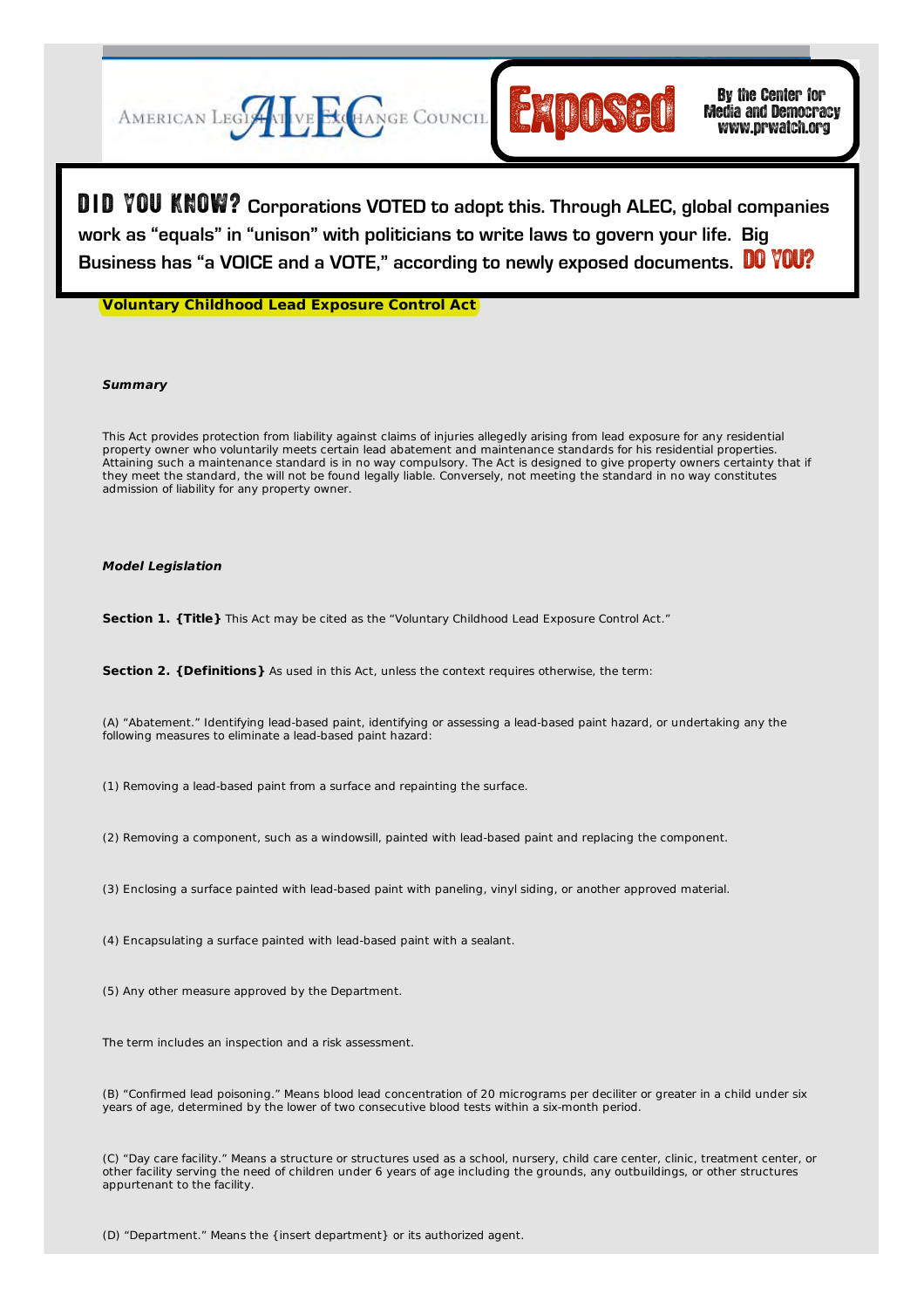AMERICAN LEGISLATIVE EXCHANGE COUNCIL ALEC **Exposed** By the Center for Media and Democracy www.prwatch.org

**DID YOU KNOW? Corporations VOTED to adopt this. Through ALEC, global companies work as "equals" in "unison" with politicians to write laws to govern your life. Big Business has "a VOICE and a VOTE," according to newly exposed documents. DO YOU?**

# Voluntary Childhood Lead Exposure Control Act

***Summary***

This Act provides protection from liability against claims of injuries allegedly arising from lead exposure for any residential property owner who voluntarily meets certain lead abatement and maintenance standards for his residential properties. Attaining such a maintenance standard is in no way compulsory. The Act is designed to give property owners certainty that if they meet the standard, the will not be found legally liable. Conversely, not meeting the standard in no way constitutes admission of liability for any property owner.

***Model Legislation***

**Section 1. {Title}** This Act may be cited as the "Voluntary Childhood Lead Exposure Control Act."

**Section 2. {Definitions}** As used in this Act, unless the context requires otherwise, the term:

(A) "Abatement." Identifying lead-based paint, identifying or assessing a lead-based paint hazard, or undertaking any the following measures to eliminate a lead-based paint hazard:

(1) Removing a lead-based paint from a surface and repainting the surface.

(2) Removing a component, such as a windowsill, painted with lead-based paint and replacing the component.

(3) Enclosing a surface painted with lead-based paint with paneling, vinyl siding, or another approved material.

(4) Encapsulating a surface painted with lead-based paint with a sealant.

(5) Any other measure approved by the Department.

The term includes an inspection and a risk assessment.

(B) "Confirmed lead poisoning." Means blood lead concentration of 20 micrograms per deciliter or greater in a child under six years of age, determined by the lower of two consecutive blood tests within a six-month period.

(C) "Day care facility." Means a structure or structures used as a school, nursery, child care center, clinic, treatment center, or other facility serving the need of children under 6 years of age including the grounds, any outbuildings, or other structures appurtenant to the facility.

(D) "Department." Means the {insert department} or its authorized agent.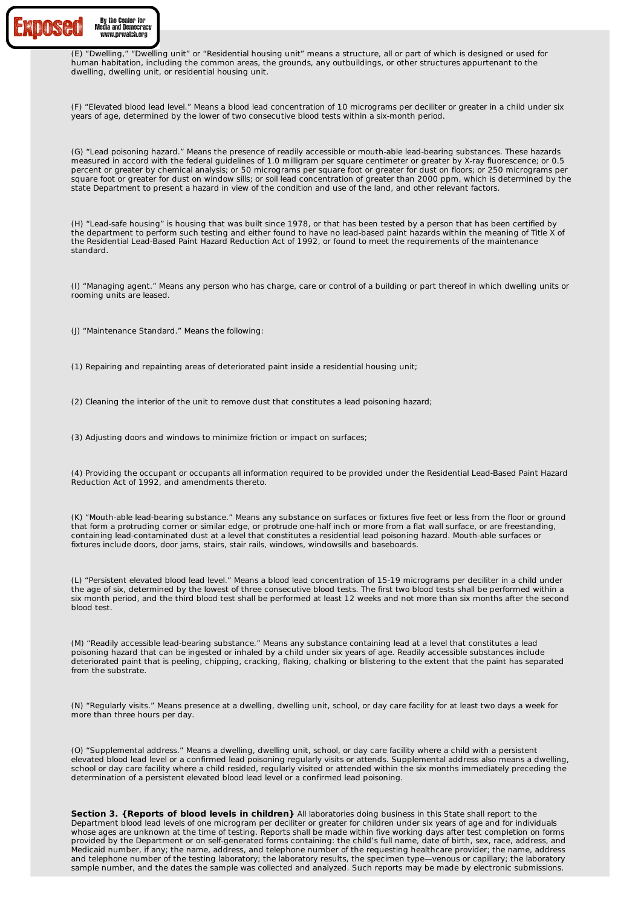(E) "Dwelling," "Dwelling unit" or "Residential housing unit" means a structure, all or part of which is designed or used for human habitation, including the common areas, the grounds, any outbuildings, or other structures appurtenant to the dwelling, dwelling unit, or residential housing unit.

(F) "Elevated blood lead level." Means a blood lead concentration of 10 micrograms per deciliter or greater in a child under six years of age, determined by the lower of two consecutive blood tests within a six-month period.

(G) "Lead poisoning hazard." Means the presence of readily accessible or mouth-able lead-bearing substances. These hazards measured in accord with the federal guidelines of 1.0 milligram per square centimeter or greater by X-ray fluorescence; or 0.5 percent or greater by chemical analysis; or 50 micrograms per square foot or greater for dust on floors; or 250 micrograms per square foot or greater for dust on window sills; or soil lead concentration of greater than 2000 ppm, which is determined by the state Department to present a hazard in view of the condition and use of the land, and other relevant factors.

(H) "Lead-safe housing" is housing that was built since 1978, or that has been tested by a person that has been certified by the department to perform such testing and either found to have no lead-based paint hazards within the meaning of Title X of the Residential Lead-Based Paint Hazard Reduction Act of 1992, or found to meet the requirements of the maintenance standard.

(I) "Managing agent." Means any person who has charge, care or control of a building or part thereof in which dwelling units or rooming units are leased.

(J) "Maintenance Standard." Means the following:

(1) Repairing and repainting areas of deteriorated paint inside a residential housing unit;

(2) Cleaning the interior of the unit to remove dust that constitutes a lead poisoning hazard;

(3) Adjusting doors and windows to minimize friction or impact on surfaces;

(4) Providing the occupant or occupants all information required to be provided under the Residential Lead-Based Paint Hazard Reduction Act of 1992, and amendments thereto.

(K) "Mouth-able lead-bearing substance." Means any substance on surfaces or fixtures five feet or less from the floor or ground that form a protruding corner or similar edge, or protrude one-half inch or more from a flat wall surface, or are freestanding, containing lead-contaminated dust at a level that constitutes a residential lead poisoning hazard. Mouth-able surfaces or fixtures include doors, door jams, stairs, stair rails, windows, windowsills and baseboards.

(L) "Persistent elevated blood lead level." Means a blood lead concentration of 15-19 micrograms per deciliter in a child under the age of six, determined by the lowest of three consecutive blood tests. The first two blood tests shall be performed within a six month period, and the third blood test shall be performed at least 12 weeks and not more than six months after the second blood test.

(M) "Readily accessible lead-bearing substance." Means any substance containing lead at a level that constitutes a lead poisoning hazard that can be ingested or inhaled by a child under six years of age. Readily accessible substances include deteriorated paint that is peeling, chipping, cracking, flaking, chalking or blistering to the extent that the paint has separated from the substrate.

(N) "Regularly visits." Means presence at a dwelling, dwelling unit, school, or day care facility for at least two days a week for more than three hours per day.

(O) "Supplemental address." Means a dwelling, dwelling unit, school, or day care facility where a child with a persistent elevated blood lead level or a confirmed lead poisoning regularly visits or attends. Supplemental address also means a dwelling, school or day care facility where a child resided, regularly visited or attended within the six months immediately preceding the determination of a persistent elevated blood lead level or a confirmed lead poisoning.

**Section 3. {Reports of blood levels in children}** All laboratories doing business in this State shall report to the Department blood lead levels of one microgram per deciliter or greater for children under six years of age and for individuals whose ages are unknown at the time of testing. Reports shall be made within five working days after test completion on forms provided by the Department or on self-generated forms containing: the child's full name, date of birth, sex, race, address, and Medicaid number, if any; the name, address, and telephone number of the requesting healthcare provider; the name, address and telephone number of the testing laboratory; the laboratory results, the specimen type—venous or capillary; the laboratory sample number, and the dates the sample was collected and analyzed. Such reports may be made by electronic submissions.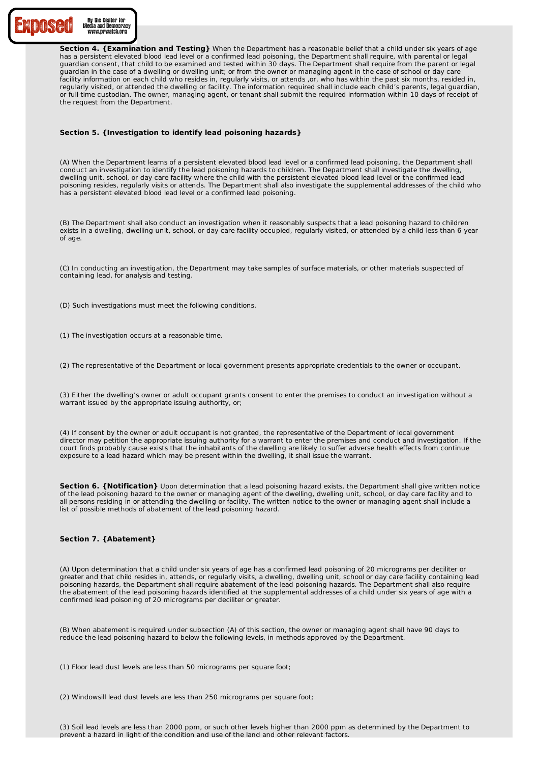**Section 4. {Examination and Testing}** When the Department has a reasonable belief that a child under six years of age has a persistent elevated blood lead level or a confirmed lead poisoning, the Department shall require, with parental or legal guardian consent, that child to be examined and tested within 30 days. The Department shall require from the parent or legal guardian in the case of a dwelling or dwelling unit; or from the owner or managing agent in the case of school or day care facility information on each child who resides in, regularly visits, or attends ,or, who has within the past six months, resided in, regularly visited, or attended the dwelling or facility. The information required shall include each child's parents, legal guardian, or full-time custodian. The owner, managing agent, or tenant shall submit the required information within 10 days of receipt of the request from the Department.

**Section 5. {Investigation to identify lead poisoning hazards}**

(A) When the Department learns of a persistent elevated blood lead level or a confirmed lead poisoning, the Department shall conduct an investigation to identify the lead poisoning hazards to children. The Department shall investigate the dwelling, dwelling unit, school, or day care facility where the child with the persistent elevated blood lead level or the confirmed lead poisoning resides, regularly visits or attends. The Department shall also investigate the supplemental addresses of the child who has a persistent elevated blood lead level or a confirmed lead poisoning.

(B) The Department shall also conduct an investigation when it reasonably suspects that a lead poisoning hazard to children exists in a dwelling, dwelling unit, school, or day care facility occupied, regularly visited, or attended by a child less than 6 year of age.

(C) In conducting an investigation, the Department may take samples of surface materials, or other materials suspected of containing lead, for analysis and testing.

(D) Such investigations must meet the following conditions.

(1) The investigation occurs at a reasonable time.

(2) The representative of the Department or local government presents appropriate credentials to the owner or occupant.

(3) Either the dwelling's owner or adult occupant grants consent to enter the premises to conduct an investigation without a warrant issued by the appropriate issuing authority, or;

(4) If consent by the owner or adult occupant is not granted, the representative of the Department of local government director may petition the appropriate issuing authority for a warrant to enter the premises and conduct and investigation. If the court finds probably cause exists that the inhabitants of the dwelling are likely to suffer adverse health effects from continue exposure to a lead hazard which may be present within the dwelling, it shall issue the warrant.

**Section 6. {Notification}** Upon determination that a lead poisoning hazard exists, the Department shall give written notice of the lead poisoning hazard to the owner or managing agent of the dwelling, dwelling unit, school, or day care facility and to all persons residing in or attending the dwelling or facility. The written notice to the owner or managing agent shall include a list of possible methods of abatement of the lead poisoning hazard.

**Section 7. {Abatement}**

(A) Upon determination that a child under six years of age has a confirmed lead poisoning of 20 micrograms per deciliter or greater and that child resides in, attends, or regularly visits, a dwelling, dwelling unit, school or day care facility containing lead poisoning hazards, the Department shall require abatement of the lead poisoning hazards. The Department shall also require the abatement of the lead poisoning hazards identified at the supplemental addresses of a child under six years of age with a confirmed lead poisoning of 20 micrograms per deciliter or greater.

(B) When abatement is required under subsection (A) of this section, the owner or managing agent shall have 90 days to reduce the lead poisoning hazard to below the following levels, in methods approved by the Department.

(1) Floor lead dust levels are less than 50 micrograms per square foot;

(2) Windowsill lead dust levels are less than 250 micrograms per square foot;

(3) Soil lead levels are less than 2000 ppm, or such other levels higher than 2000 ppm as determined by the Department to prevent a hazard in light of the condition and use of the land and other relevant factors.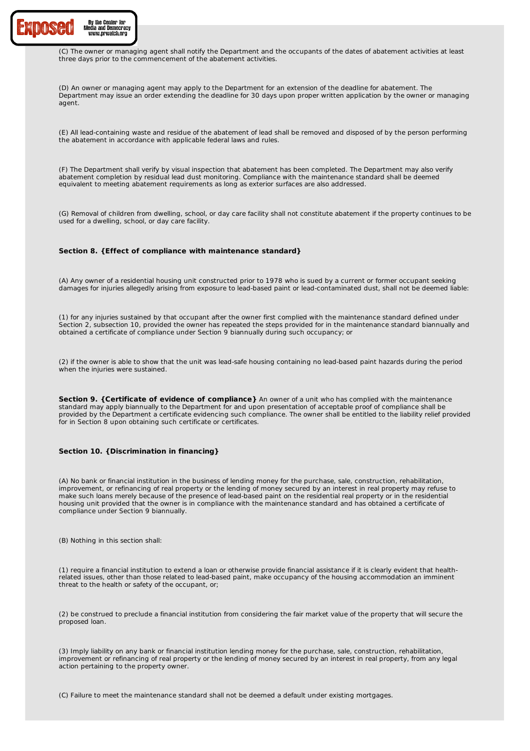(C) The owner or managing agent shall notify the Department and the occupants of the dates of abatement activities at least three days prior to the commencement of the abatement activities.

(D) An owner or managing agent may apply to the Department for an extension of the deadline for abatement. The Department may issue an order extending the deadline for 30 days upon proper written application by the owner or managing agent.

(E) All lead-containing waste and residue of the abatement of lead shall be removed and disposed of by the person performing the abatement in accordance with applicable federal laws and rules.

(F) The Department shall verify by visual inspection that abatement has been completed. The Department may also verify abatement completion by residual lead dust monitoring. Compliance with the maintenance standard shall be deemed equivalent to meeting abatement requirements as long as exterior surfaces are also addressed.

(G) Removal of children from dwelling, school, or day care facility shall not constitute abatement if the property continues to be used for a dwelling, school, or day care facility.

**Section 8. {Effect of compliance with maintenance standard}**

(A) Any owner of a residential housing unit constructed prior to 1978 who is sued by a current or former occupant seeking damages for injuries allegedly arising from exposure to lead-based paint or lead-contaminated dust, shall not be deemed liable:

(1) for any injuries sustained by that occupant after the owner first complied with the maintenance standard defined under Section 2, subsection 10, provided the owner has repeated the steps provided for in the maintenance standard biannually and obtained a certificate of compliance under Section 9 biannually during such occupancy; or

(2) if the owner is able to show that the unit was lead-safe housing containing no lead-based paint hazards during the period when the injuries were sustained.

**Section 9. {Certificate of evidence of compliance}** An owner of a unit who has complied with the maintenance standard may apply biannually to the Department for and upon presentation of acceptable proof of compliance shall be provided by the Department a certificate evidencing such compliance. The owner shall be entitled to the liability relief provided for in Section 8 upon obtaining such certificate or certificates.

**Section 10. {Discrimination in financing}**

(A) No bank or financial institution in the business of lending money for the purchase, sale, construction, rehabilitation, improvement, or refinancing of real property or the lending of money secured by an interest in real property may refuse to make such loans merely because of the presence of lead-based paint on the residential real property or in the residential housing unit provided that the owner is in compliance with the maintenance standard and has obtained a certificate of compliance under Section 9 biannually.

(B) Nothing in this section shall:

(1) require a financial institution to extend a loan or otherwise provide financial assistance if it is clearly evident that health-related issues, other than those related to lead-based paint, make occupancy of the housing accommodation an imminent threat to the health or safety of the occupant, or;

(2) be construed to preclude a financial institution from considering the fair market value of the property that will secure the proposed loan.

(3) Imply liability on any bank or financial institution lending money for the purchase, sale, construction, rehabilitation, improvement or refinancing of real property or the lending of money secured by an interest in real property, from any legal action pertaining to the property owner.

(C) Failure to meet the maintenance standard shall not be deemed a default under existing mortgages.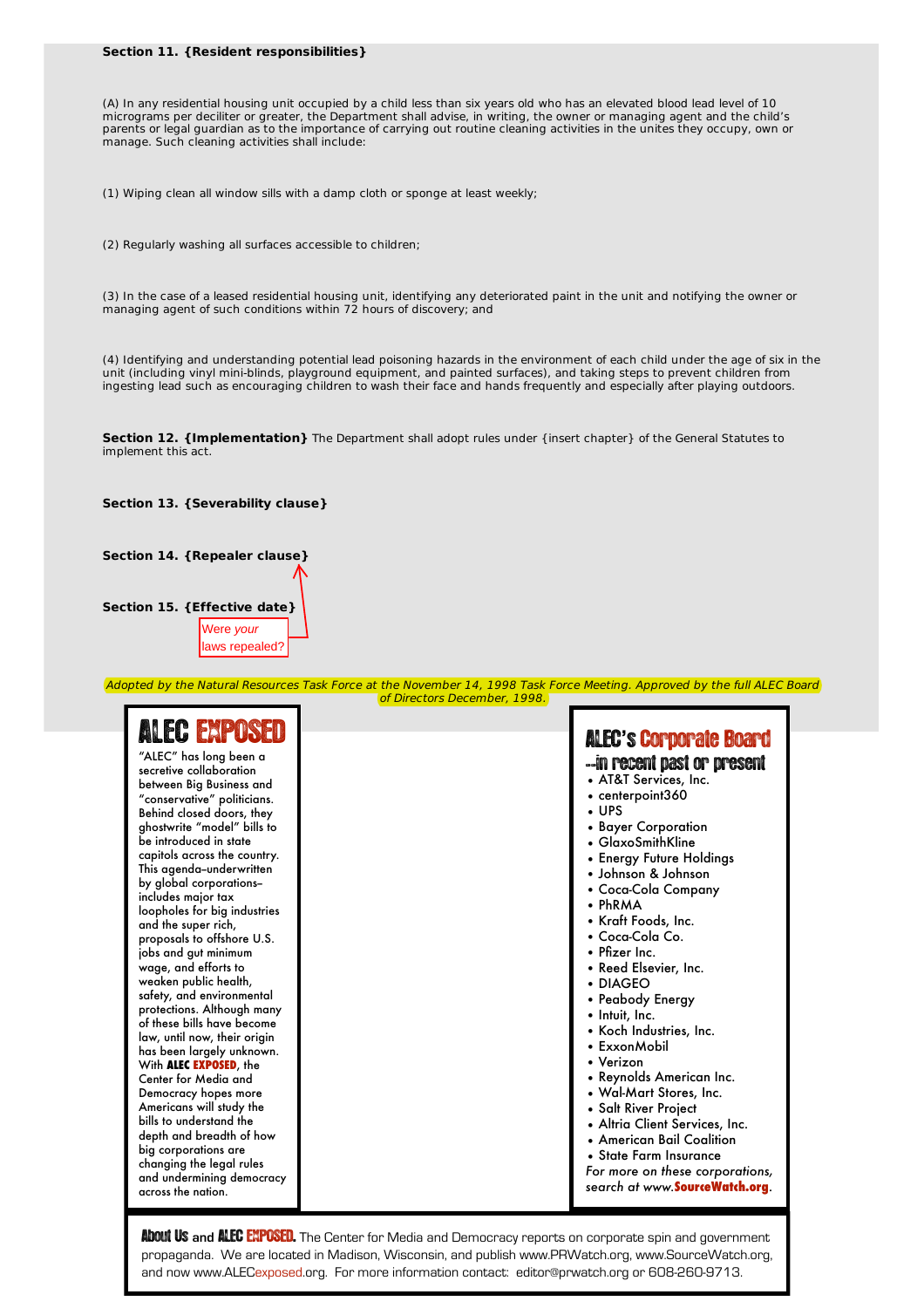**Section 11. {Resident responsibilities}**

(A) In any residential housing unit occupied by a child less than six years old who has an elevated blood lead level of 10 micrograms per deciliter or greater, the Department shall advise, in writing, the owner or managing agent and the child's parents or legal guardian as to the importance of carrying out routine cleaning activities in the unites they occupy, own or manage. Such cleaning activities shall include:

(1) Wiping clean all window sills with a damp cloth or sponge at least weekly;

(2) Regularly washing all surfaces accessible to children;

(3) In the case of a leased residential housing unit, identifying any deteriorated paint in the unit and notifying the owner or managing agent of such conditions within 72 hours of discovery; and

(4) Identifying and understanding potential lead poisoning hazards in the environment of each child under the age of six in the unit (including vinyl mini-blinds, playground equipment, and painted surfaces), and taking steps to prevent children from ingesting lead such as encouraging children to wash their face and hands frequently and especially after playing outdoors.

**Section 12. {Implementation}** The Department shall adopt rules under {insert chapter} of the General Statutes to implement this act.

**Section 13. {Severability clause}**

**Section 14. {Repealer clause}**

**Section 15. {Effective date}**

Were *your* laws repealed?

*Adopted by the Natural Resources Task Force at the November 14, 1998 Task Force Meeting. Approved by the full ALEC Board of Directors December, 1998.*

## ALEC EXPOSED

"ALEC" has long been a secretive collaboration between Big Business and "conservative" politicians. Behind closed doors, they ghostwrite "model" bills to be introduced in state capitols across the country. This agenda–underwritten by global corporations–includes major tax loopholes for big industries and the super rich, proposals to offshore U.S. jobs and gut minimum wage, and efforts to weaken public health, safety, and environmental protections. Although many of these bills have become law, until now, their origin has been largely unknown. With **ALEC EXPOSED**, the Center for Media and Democracy hopes more Americans will study the bills to understand the depth and breadth of how big corporations are changing the legal rules and undermining democracy across the nation.

## ALEC's Corporate Board

### --in recent past or present

- AT&T Services, Inc.
- centerpoint360
- UPS
- Bayer Corporation
- GlaxoSmithKline
- Energy Future Holdings
- Johnson & Johnson
- Coca-Cola Company
- PhRMA
- Kraft Foods, Inc.
- Coca-Cola Co.
- Pfizer Inc.
- Reed Elsevier, Inc.
- DIAGEO
- Peabody Energy
- Intuit, Inc.
- Koch Industries, Inc.
- ExxonMobil
- Verizon
- Reynolds American Inc.
- Wal-Mart Stores, Inc.
- Salt River Project
- Altria Client Services, Inc.
- American Bail Coalition
- State Farm Insurance

*For more on these corporations, search at www.**SourceWatch.org**.*

**About Us** and **ALEC EXPOSED.** The Center for Media and Democracy reports on corporate spin and government propaganda. We are located in Madison, Wisconsin, and publish www.PRWatch.org, www.SourceWatch.org, and now www.ALECexposed.org. For more information contact: editor@prwatch.org or 608-260-9713.